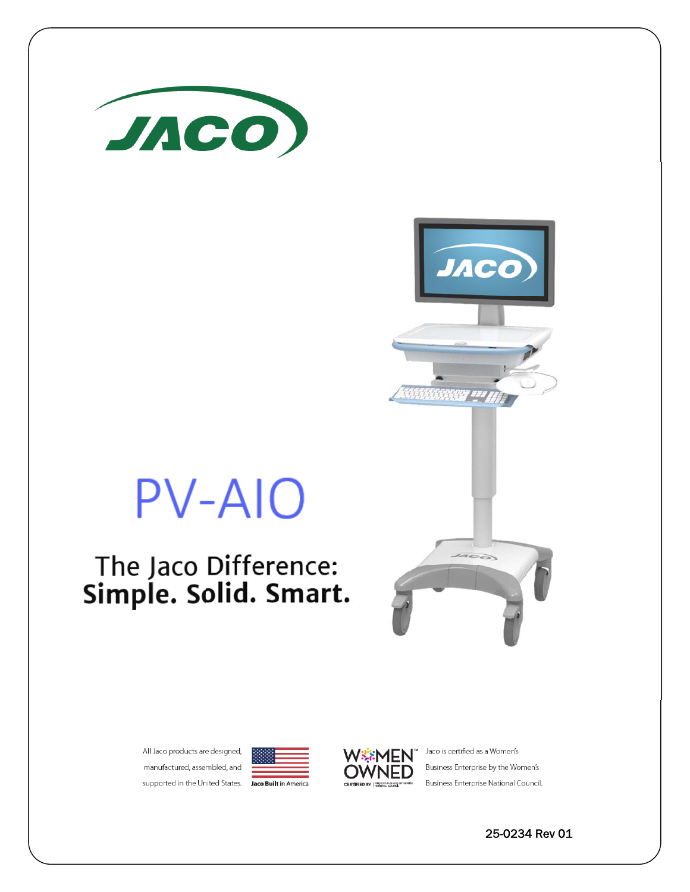# PV-AIO

## The Jaco Difference:
**Simple. Solid. Smart.**

All Jaco products are designed, manufactured, assembled, and supported in the United States.

Jaco Built in America

Jaco is certified as a Women's Business Enterprise by the Women's Business Enterprise National Council.

25-0234 Rev 01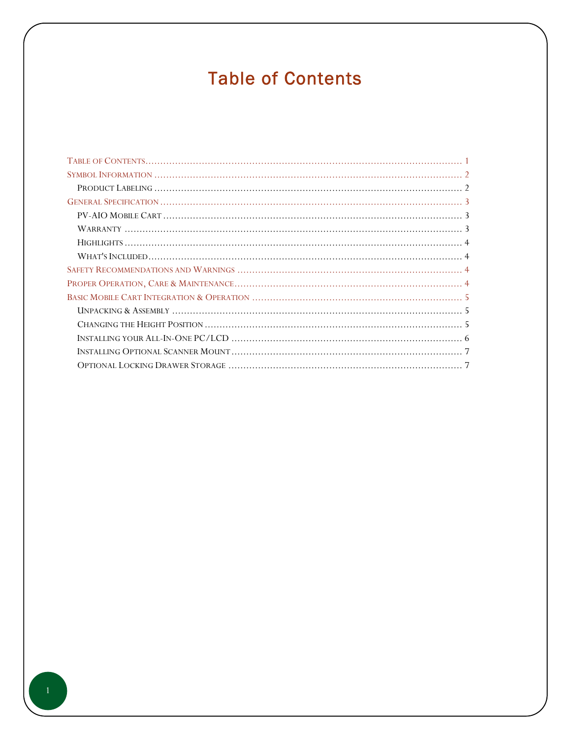# Table of Contents

- TABLE OF CONTENTS .......... 1
- SYMBOL INFORMATION .......... 2
  - PRODUCT LABELING .......... 2
- GENERAL SPECIFICATION .......... 3
  - PV-AIO MOBILE CART .......... 3
  - WARRANTY .......... 3
  - HIGHLIGHTS .......... 4
  - WHAT'S INCLUDED .......... 4
- SAFETY RECOMMENDATIONS AND WARNINGS .......... 4
- PROPER OPERATION, CARE & MAINTENANCE .......... 4
- BASIC MOBILE CART INTEGRATION & OPERATION .......... 5
  - UNPACKING & ASSEMBLY .......... 5
  - CHANGING THE HEIGHT POSITION .......... 5
  - INSTALLING YOUR ALL-IN-ONE PC/LCD .......... 6
  - INSTALLING OPTIONAL SCANNER MOUNT .......... 7
  - OPTIONAL LOCKING DRAWER STORAGE .......... 7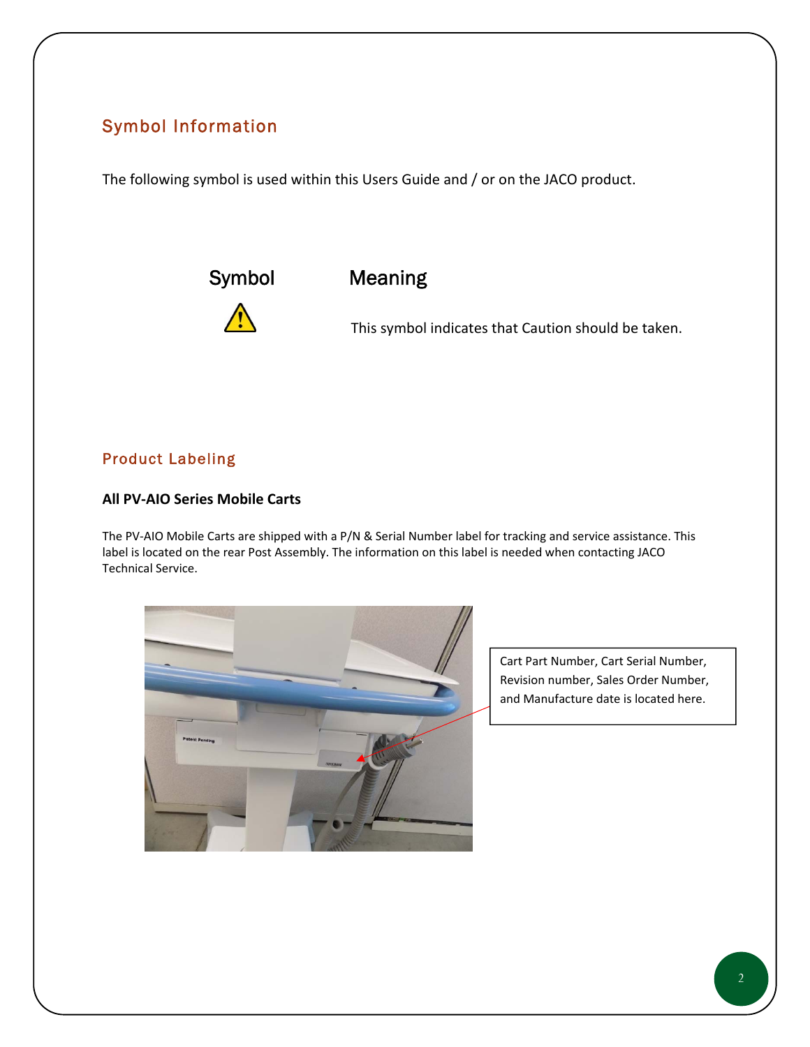## Symbol Information

The following symbol is used within this Users Guide and / or on the JACO product.

| Symbol | Meaning |
| --- | --- |
| ⚠ | This symbol indicates that Caution should be taken. |

## Product Labeling

### All PV-AIO Series Mobile Carts

The PV-AIO Mobile Carts are shipped with a P/N & Serial Number label for tracking and service assistance. This label is located on the rear Post Assembly. The information on this label is needed when contacting JACO Technical Service.

Cart Part Number, Cart Serial Number, Revision number, Sales Order Number, and Manufacture date is located here.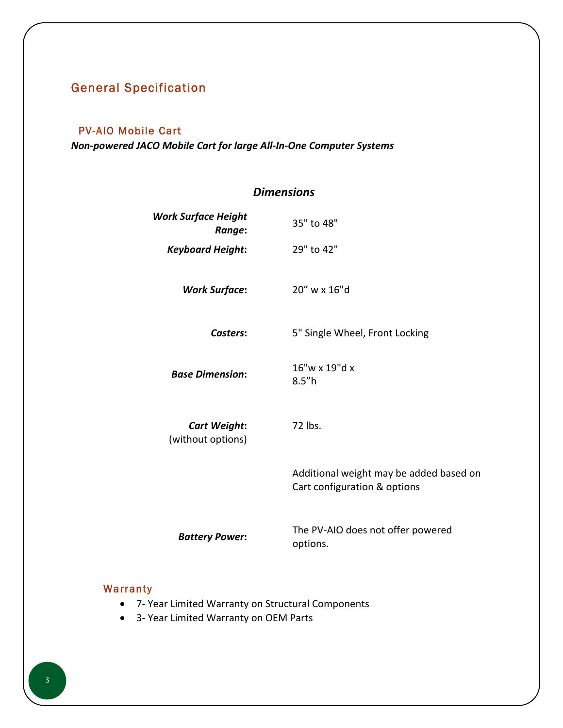## General Specification

### PV-AIO Mobile Cart

***Non-powered JACO Mobile Cart for large All-In-One Computer Systems***

### *Dimensions*

| | |
|---|---|
| ***Work Surface Height Range*:** | 35" to 48" |
| ***Keyboard Height*:** | 29" to 42" |
| ***Work Surface*:** | 20” w x 16"d |
| ***Casters*:** | 5" Single Wheel, Front Locking |
| ***Base Dimension*:** | 16"w x 19"d x 8.5”h |
| ***Cart Weight*:** (without options) | 72 lbs. |
| | Additional weight may be added based on Cart configuration & options |
| ***Battery Power*:** | The PV-AIO does not offer powered options. |

### Warranty

- 7- Year Limited Warranty on Structural Components
- 3- Year Limited Warranty on OEM Parts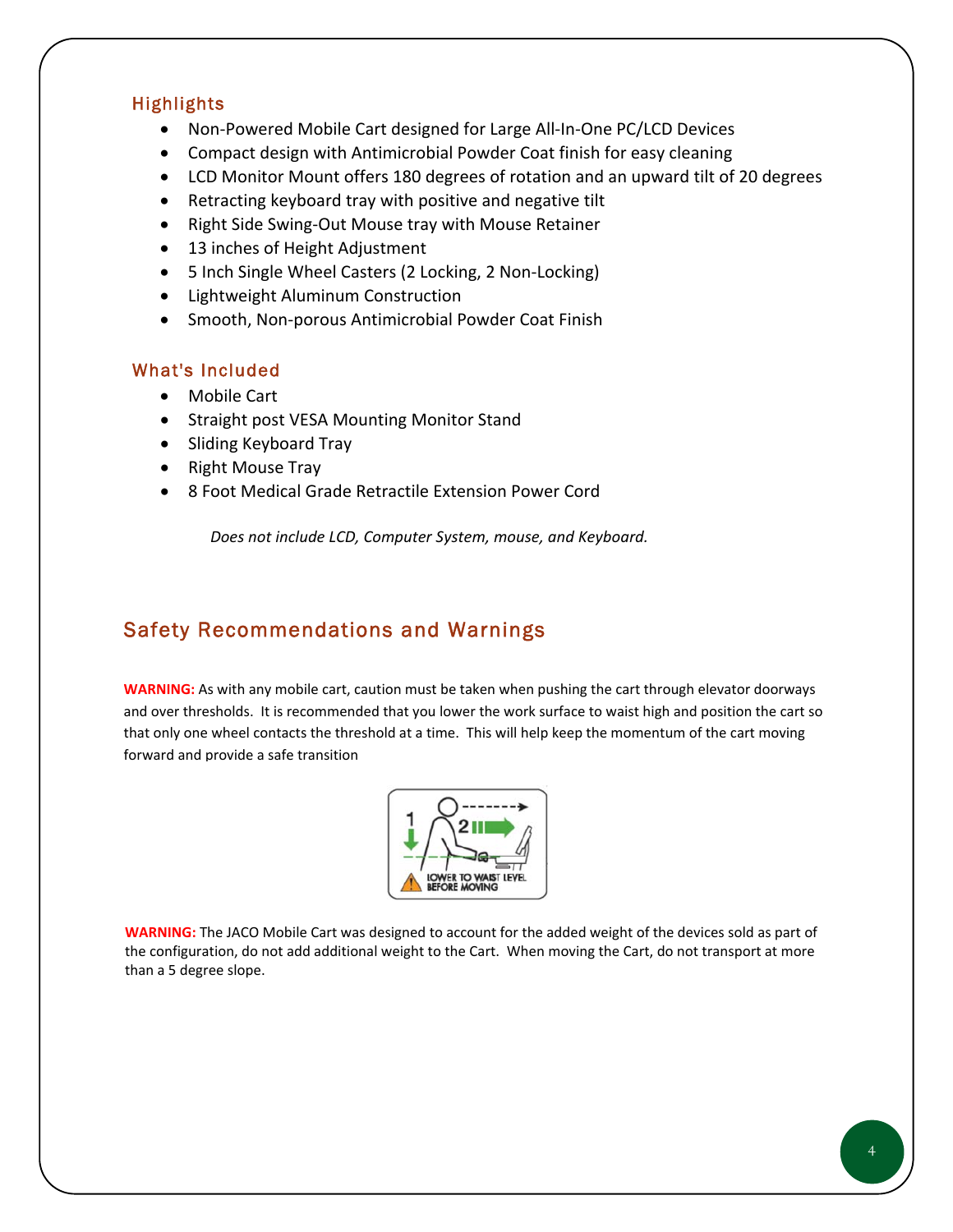## Highlights

- Non-Powered Mobile Cart designed for Large All-In-One PC/LCD Devices
- Compact design with Antimicrobial Powder Coat finish for easy cleaning
- LCD Monitor Mount offers 180 degrees of rotation and an upward tilt of 20 degrees
- Retracting keyboard tray with positive and negative tilt
- Right Side Swing-Out Mouse tray with Mouse Retainer
- 13 inches of Height Adjustment
- 5 Inch Single Wheel Casters (2 Locking, 2 Non-Locking)
- Lightweight Aluminum Construction
- Smooth, Non-porous Antimicrobial Powder Coat Finish

## What's Included

- Mobile Cart
- Straight post VESA Mounting Monitor Stand
- Sliding Keyboard Tray
- Right Mouse Tray
- 8 Foot Medical Grade Retractile Extension Power Cord

*Does not include LCD, Computer System, mouse, and Keyboard.*

# Safety Recommendations and Warnings

**WARNING:** As with any mobile cart, caution must be taken when pushing the cart through elevator doorways and over thresholds. It is recommended that you lower the work surface to waist high and position the cart so that only one wheel contacts the threshold at a time. This will help keep the momentum of the cart moving forward and provide a safe transition

1
2
LOWER TO WAIST LEVEL BEFORE MOVING

**WARNING:** The JACO Mobile Cart was designed to account for the added weight of the devices sold as part of the configuration, do not add additional weight to the Cart. When moving the Cart, do not transport at more than a 5 degree slope.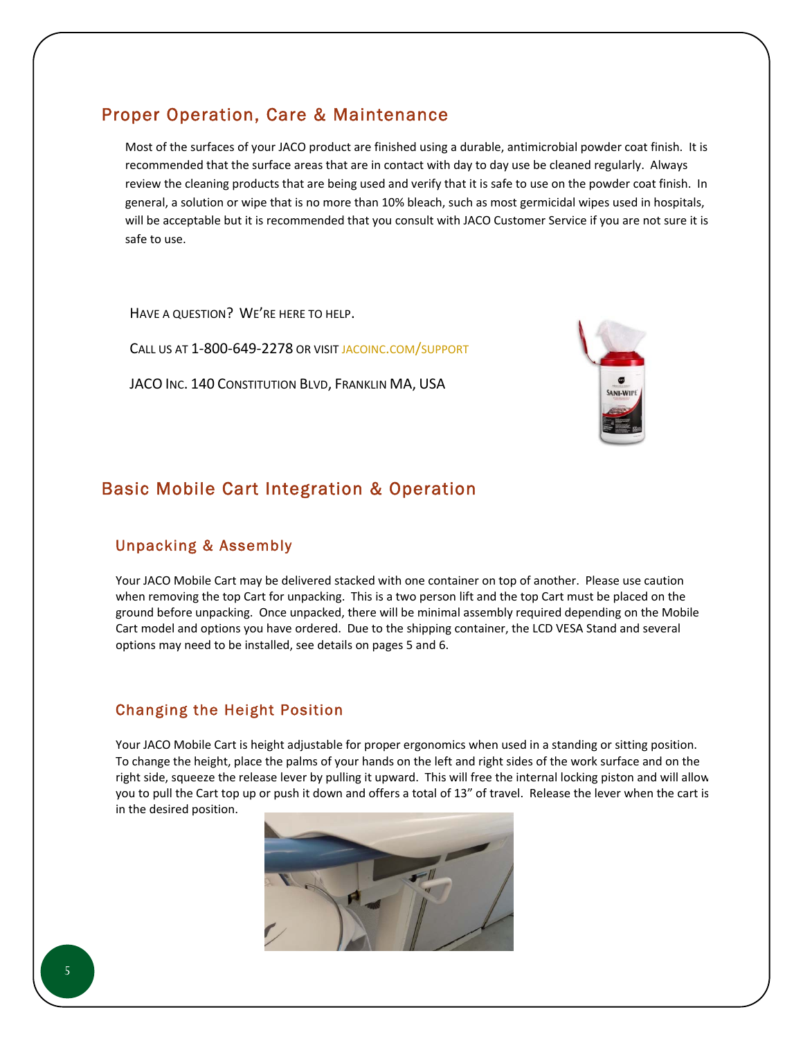## Proper Operation, Care & Maintenance

Most of the surfaces of your JACO product are finished using a durable, antimicrobial powder coat finish. It is recommended that the surface areas that are in contact with day to day use be cleaned regularly. Always review the cleaning products that are being used and verify that it is safe to use on the powder coat finish. In general, a solution or wipe that is no more than 10% bleach, such as most germicidal wipes used in hospitals, will be acceptable but it is recommended that you consult with JACO Customer Service if you are not sure it is safe to use.

HAVE A QUESTION? WE'RE HERE TO HELP.

CALL US AT 1-800-649-2278 OR VISIT JACOINC.COM/SUPPORT

JACO INC. 140 CONSTITUTION BLVD, FRANKLIN MA, USA

## Basic Mobile Cart Integration & Operation

### Unpacking & Assembly

Your JACO Mobile Cart may be delivered stacked with one container on top of another. Please use caution when removing the top Cart for unpacking. This is a two person lift and the top Cart must be placed on the ground before unpacking. Once unpacked, there will be minimal assembly required depending on the Mobile Cart model and options you have ordered. Due to the shipping container, the LCD VESA Stand and several options may need to be installed, see details on pages 5 and 6.

### Changing the Height Position

Your JACO Mobile Cart is height adjustable for proper ergonomics when used in a standing or sitting position. To change the height, place the palms of your hands on the left and right sides of the work surface and on the right side, squeeze the release lever by pulling it upward. This will free the internal locking piston and will allow you to pull the Cart top up or push it down and offers a total of 13" of travel. Release the lever when the cart is in the desired position.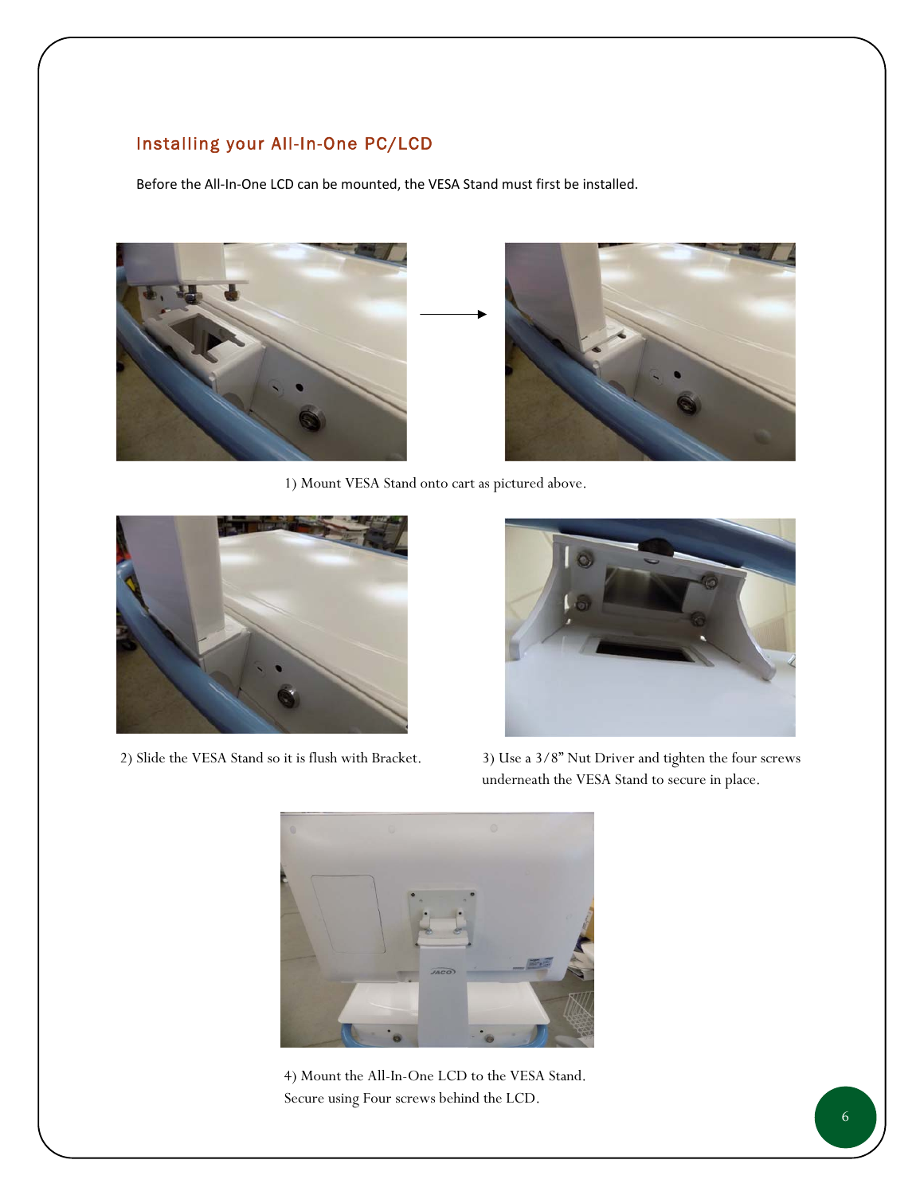## Installing your All-In-One PC/LCD

Before the All-In-One LCD can be mounted, the VESA Stand must first be installed.

1) Mount VESA Stand onto cart as pictured above.

2) Slide the VESA Stand so it is flush with Bracket.

3) Use a 3/8" Nut Driver and tighten the four screws underneath the VESA Stand to secure in place.

4) Mount the All-In-One LCD to the VESA Stand. Secure using Four screws behind the LCD.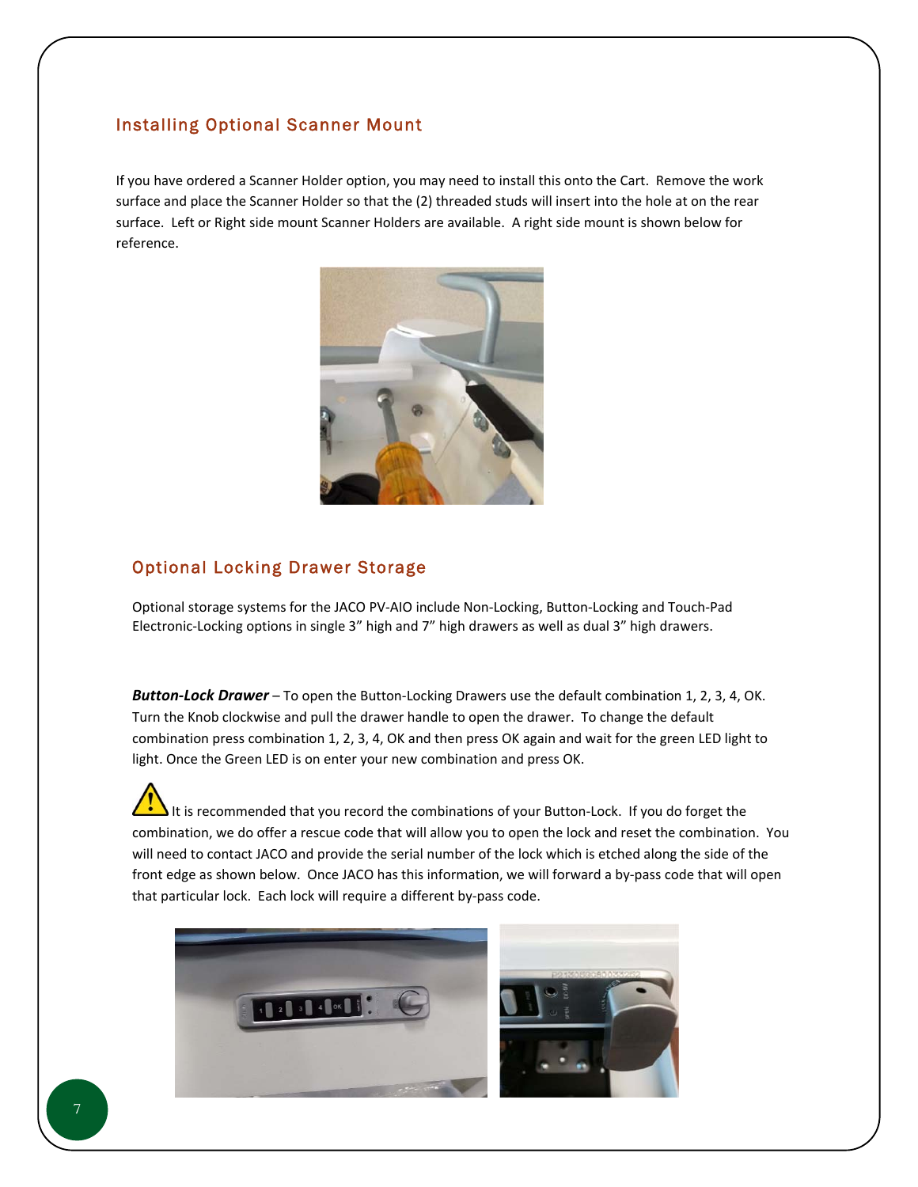## Installing Optional Scanner Mount

If you have ordered a Scanner Holder option, you may need to install this onto the Cart. Remove the work surface and place the Scanner Holder so that the (2) threaded studs will insert into the hole at on the rear surface. Left or Right side mount Scanner Holders are available. A right side mount is shown below for reference.

## Optional Locking Drawer Storage

Optional storage systems for the JACO PV-AIO include Non-Locking, Button-Locking and Touch-Pad Electronic-Locking options in single 3" high and 7" high drawers as well as dual 3" high drawers.

***Button-Lock Drawer*** – To open the Button-Locking Drawers use the default combination 1, 2, 3, 4, OK. Turn the Knob clockwise and pull the drawer handle to open the drawer. To change the default combination press combination 1, 2, 3, 4, OK and then press OK again and wait for the green LED light to light. Once the Green LED is on enter your new combination and press OK.

⚠ It is recommended that you record the combinations of your Button-Lock. If you do forget the combination, we do offer a rescue code that will allow you to open the lock and reset the combination. You will need to contact JACO and provide the serial number of the lock which is etched along the side of the front edge as shown below. Once JACO has this information, we will forward a by-pass code that will open that particular lock. Each lock will require a different by-pass code.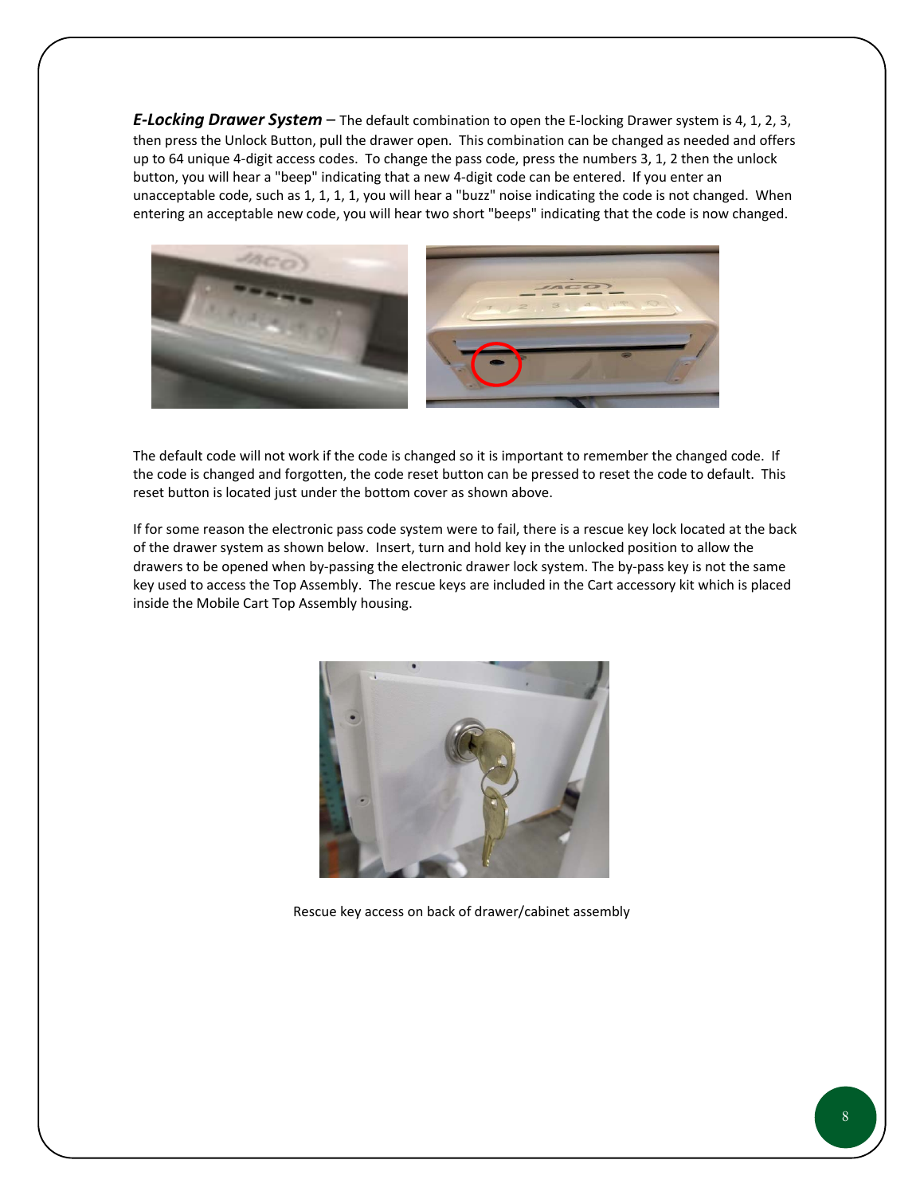***E-Locking Drawer System*** – The default combination to open the E-locking Drawer system is 4, 1, 2, 3, then press the Unlock Button, pull the drawer open. This combination can be changed as needed and offers up to 64 unique 4-digit access codes. To change the pass code, press the numbers 3, 1, 2 then the unlock button, you will hear a "beep" indicating that a new 4-digit code can be entered. If you enter an unacceptable code, such as 1, 1, 1, 1, you will hear a "buzz" noise indicating the code is not changed. When entering an acceptable new code, you will hear two short "beeps" indicating that the code is now changed.

The default code will not work if the code is changed so it is important to remember the changed code. If the code is changed and forgotten, the code reset button can be pressed to reset the code to default. This reset button is located just under the bottom cover as shown above.

If for some reason the electronic pass code system were to fail, there is a rescue key lock located at the back of the drawer system as shown below. Insert, turn and hold key in the unlocked position to allow the drawers to be opened when by-passing the electronic drawer lock system. The by-pass key is not the same key used to access the Top Assembly. The rescue keys are included in the Cart accessory kit which is placed inside the Mobile Cart Top Assembly housing.

Rescue key access on back of drawer/cabinet assembly